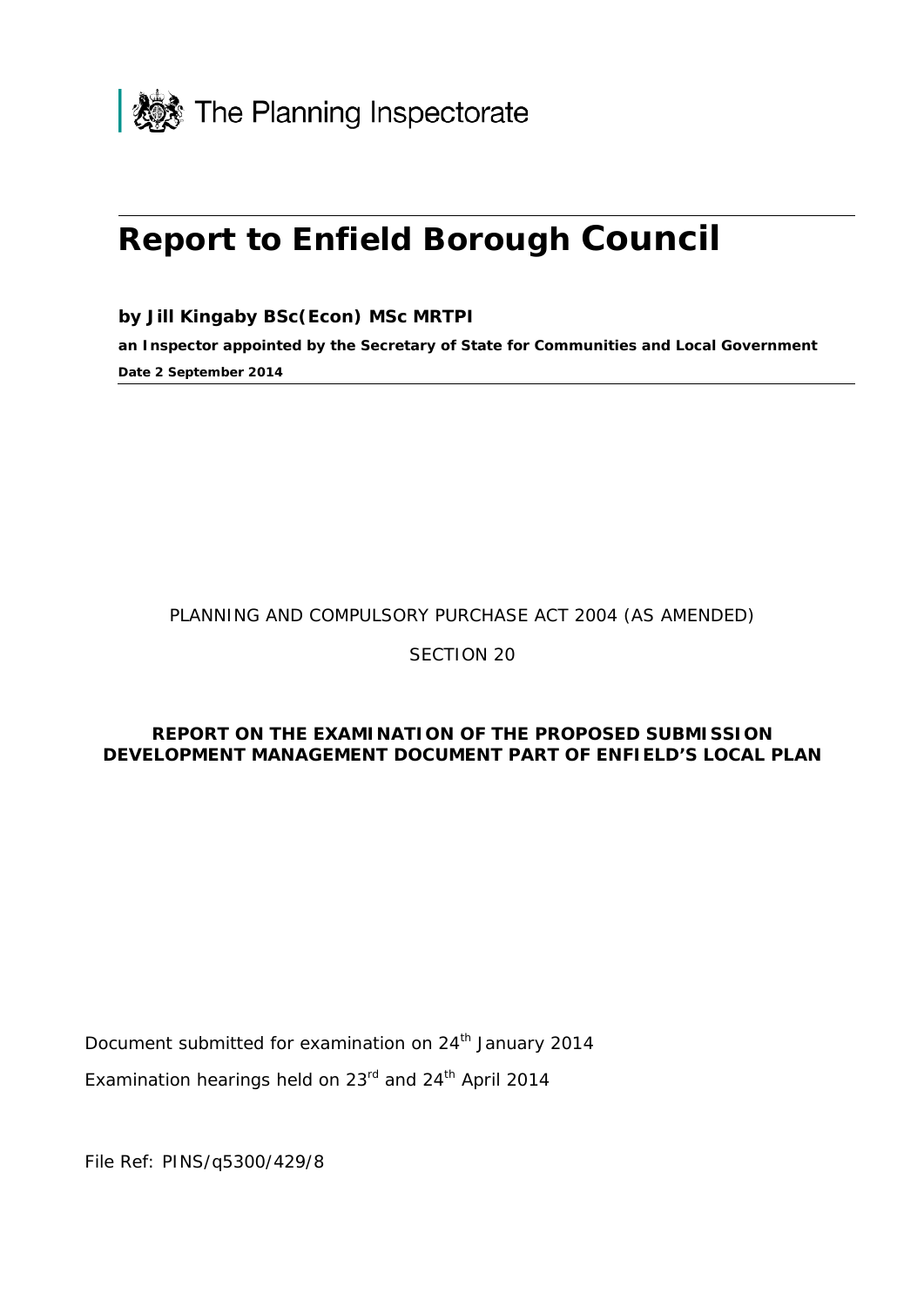The Planning Inspectorate

# Report to Enfield Borough Council

**by Jill Kingaby BSc(Econ) MSc MRTPI**

**an Inspector appointed by the Secretary of State for Communities and Local Government**

**Date 2 September 2014**

PLANNING AND COMPULSORY PURCHASE ACT 2004 (AS AMENDED)

SECTION 20

**REPORT ON THE EXAMINATION OF THE PROPOSED SUBMISSION DEVELOPMENT MANAGEMENT DOCUMENT PART OF ENFIELD'S LOCAL PLAN**

Document submitted for examination on 24th January 2014

Examination hearings held on 23rd and 24th April 2014

File Ref: PINS/q5300/429/8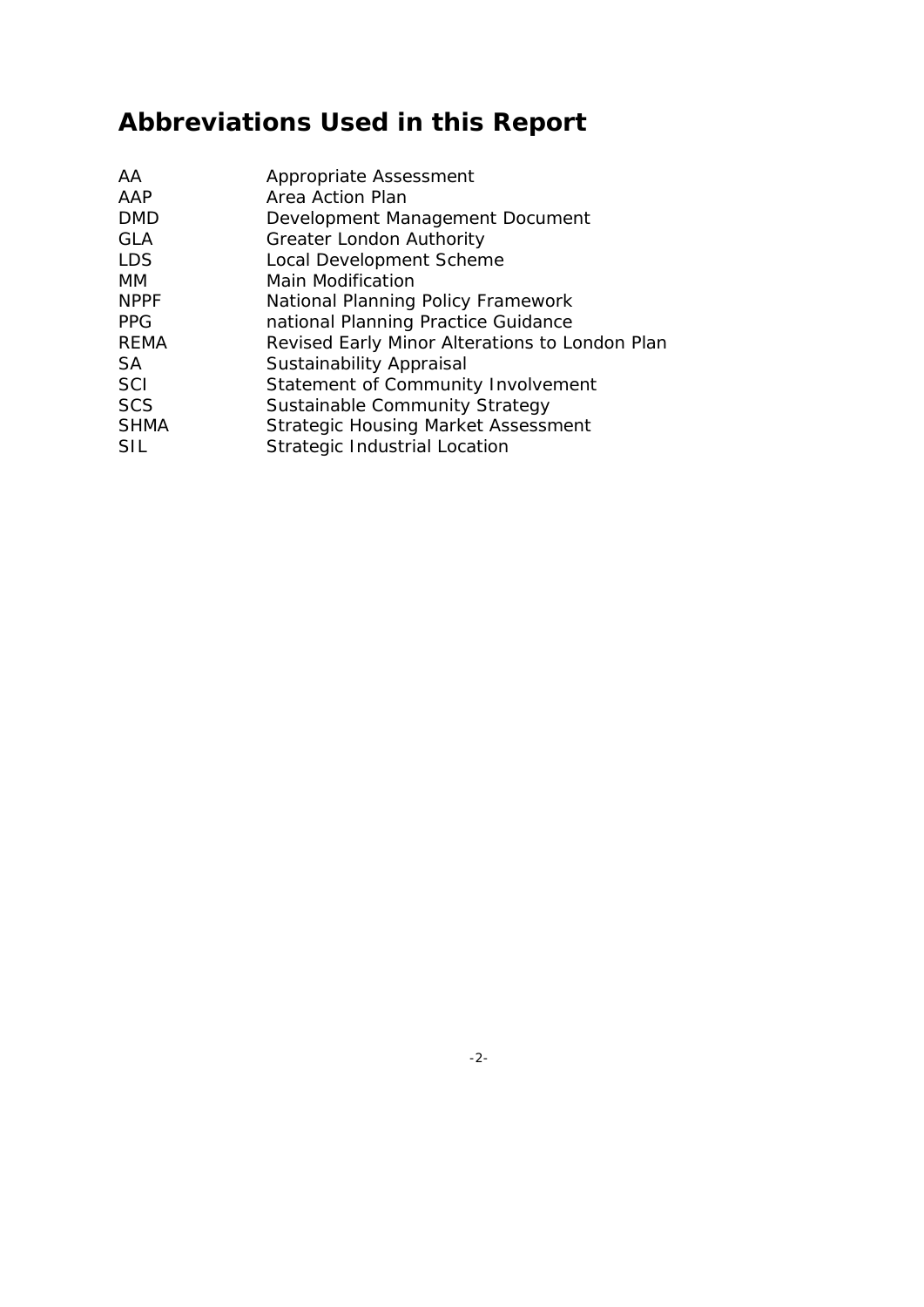# Abbreviations Used in this Report

| | |
|---|---|
| AA | Appropriate Assessment |
| AAP | Area Action Plan |
| DMD | Development Management Document |
| GLA | Greater London Authority |
| LDS | Local Development Scheme |
| MM | Main Modification |
| NPPF | National Planning Policy Framework |
| PPG | national Planning Practice Guidance |
| REMA | Revised Early Minor Alterations to London Plan |
| SA | Sustainability Appraisal |
| SCI | Statement of Community Involvement |
| SCS | Sustainable Community Strategy |
| SHMA | Strategic Housing Market Assessment |
| SIL | Strategic Industrial Location |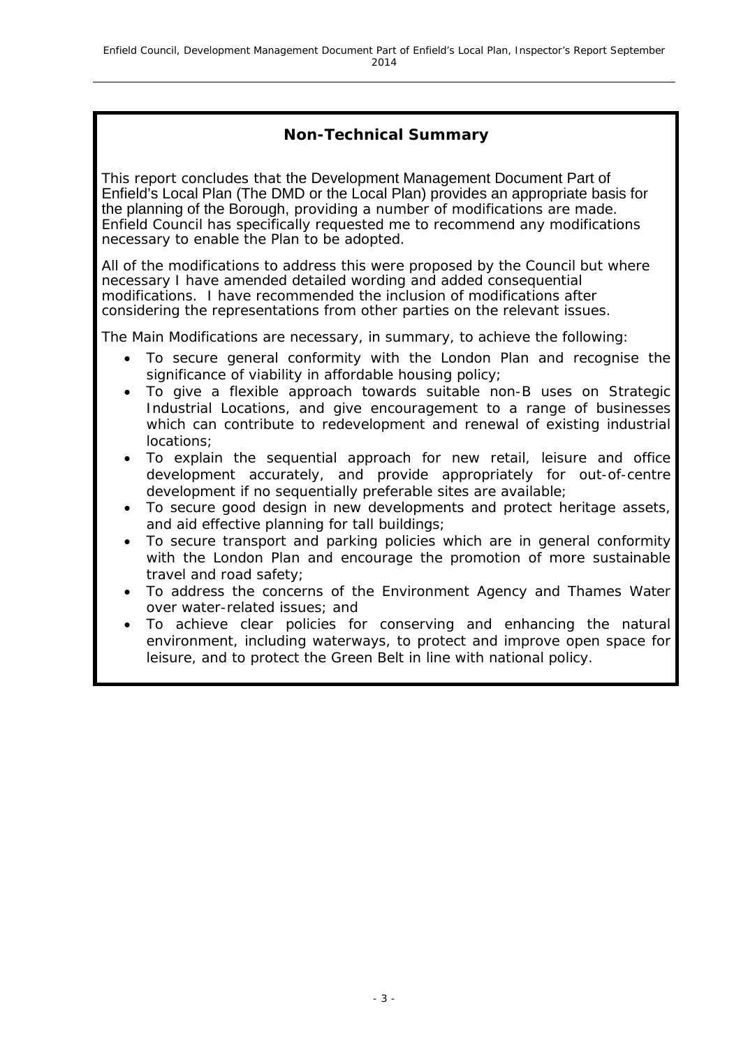## Non-Technical Summary

This report concludes that the Development Management Document Part of Enfield's Local Plan (The DMD or the Local Plan) provides an appropriate basis for the planning of the Borough, providing a number of modifications are made. Enfield Council has specifically requested me to recommend any modifications necessary to enable the Plan to be adopted.

All of the modifications to address this were proposed by the Council but where necessary I have amended detailed wording and added consequential modifications. I have recommended the inclusion of modifications after considering the representations from other parties on the relevant issues.

The Main Modifications are necessary, in summary, to achieve the following:

- To secure general conformity with the London Plan and recognise the significance of viability in affordable housing policy;
- To give a flexible approach towards suitable non-B uses on Strategic Industrial Locations, and give encouragement to a range of businesses which can contribute to redevelopment and renewal of existing industrial locations;
- To explain the sequential approach for new retail, leisure and office development accurately, and provide appropriately for out-of-centre development if no sequentially preferable sites are available;
- To secure good design in new developments and protect heritage assets, and aid effective planning for tall buildings;
- To secure transport and parking policies which are in general conformity with the London Plan and encourage the promotion of more sustainable travel and road safety;
- To address the concerns of the Environment Agency and Thames Water over water-related issues; and
- To achieve clear policies for conserving and enhancing the natural environment, including waterways, to protect and improve open space for leisure, and to protect the Green Belt in line with national policy.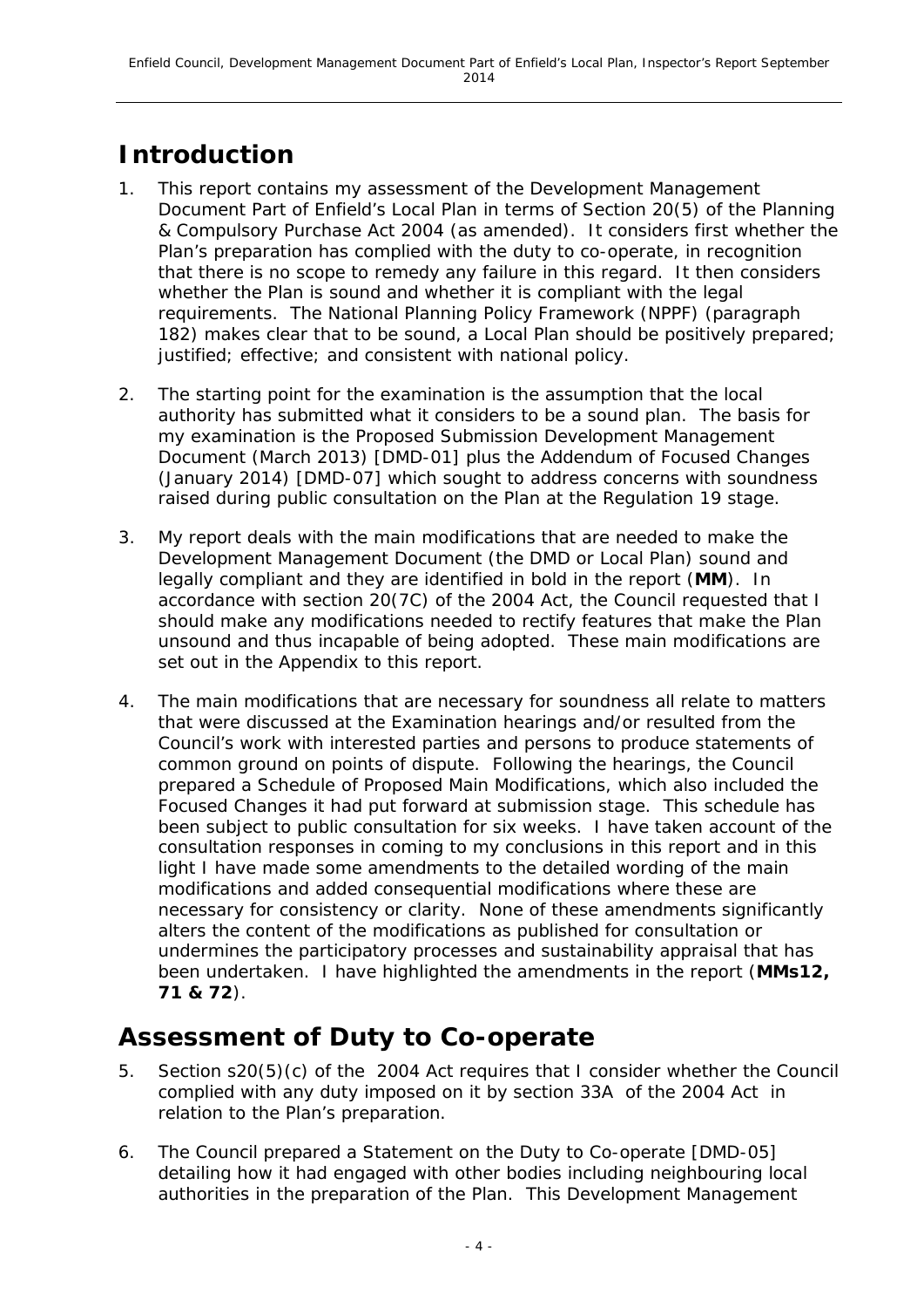# Introduction

1. This report contains my assessment of the Development Management Document Part of Enfield's Local Plan in terms of Section 20(5) of the Planning & Compulsory Purchase Act 2004 (as amended). It considers first whether the Plan's preparation has complied with the duty to co-operate, in recognition that there is no scope to remedy any failure in this regard. It then considers whether the Plan is sound and whether it is compliant with the legal requirements. The National Planning Policy Framework (NPPF) (paragraph 182) makes clear that to be sound, a Local Plan should be positively prepared; justified; effective; and consistent with national policy.

2. The starting point for the examination is the assumption that the local authority has submitted what it considers to be a sound plan. The basis for my examination is the Proposed Submission Development Management Document (March 2013) [DMD-01] plus the Addendum of Focused Changes (January 2014) [DMD-07] which sought to address concerns with soundness raised during public consultation on the Plan at the Regulation 19 stage.

3. My report deals with the main modifications that are needed to make the Development Management Document (the DMD or Local Plan) sound and legally compliant and they are identified in bold in the report (**MM**). In accordance with section 20(7C) of the 2004 Act, the Council requested that I should make any modifications needed to rectify features that make the Plan unsound and thus incapable of being adopted. These main modifications are set out in the Appendix to this report.

4. The main modifications that are necessary for soundness all relate to matters that were discussed at the Examination hearings and/or resulted from the Council's work with interested parties and persons to produce statements of common ground on points of dispute. Following the hearings, the Council prepared a Schedule of Proposed Main Modifications, which also included the Focused Changes it had put forward at submission stage. This schedule has been subject to public consultation for six weeks. I have taken account of the consultation responses in coming to my conclusions in this report and in this light I have made some amendments to the detailed wording of the main modifications and added consequential modifications where these are necessary for consistency or clarity. None of these amendments significantly alters the content of the modifications as published for consultation or undermines the participatory processes and sustainability appraisal that has been undertaken. I have highlighted the amendments in the report (**MMs12, 71 & 72**).

# Assessment of Duty to Co-operate

5. Section s20(5)(c) of the 2004 Act requires that I consider whether the Council complied with any duty imposed on it by section 33A of the 2004 Act in relation to the Plan's preparation.

6. The Council prepared a Statement on the Duty to Co-operate [DMD-05] detailing how it had engaged with other bodies including neighbouring local authorities in the preparation of the Plan. This Development Management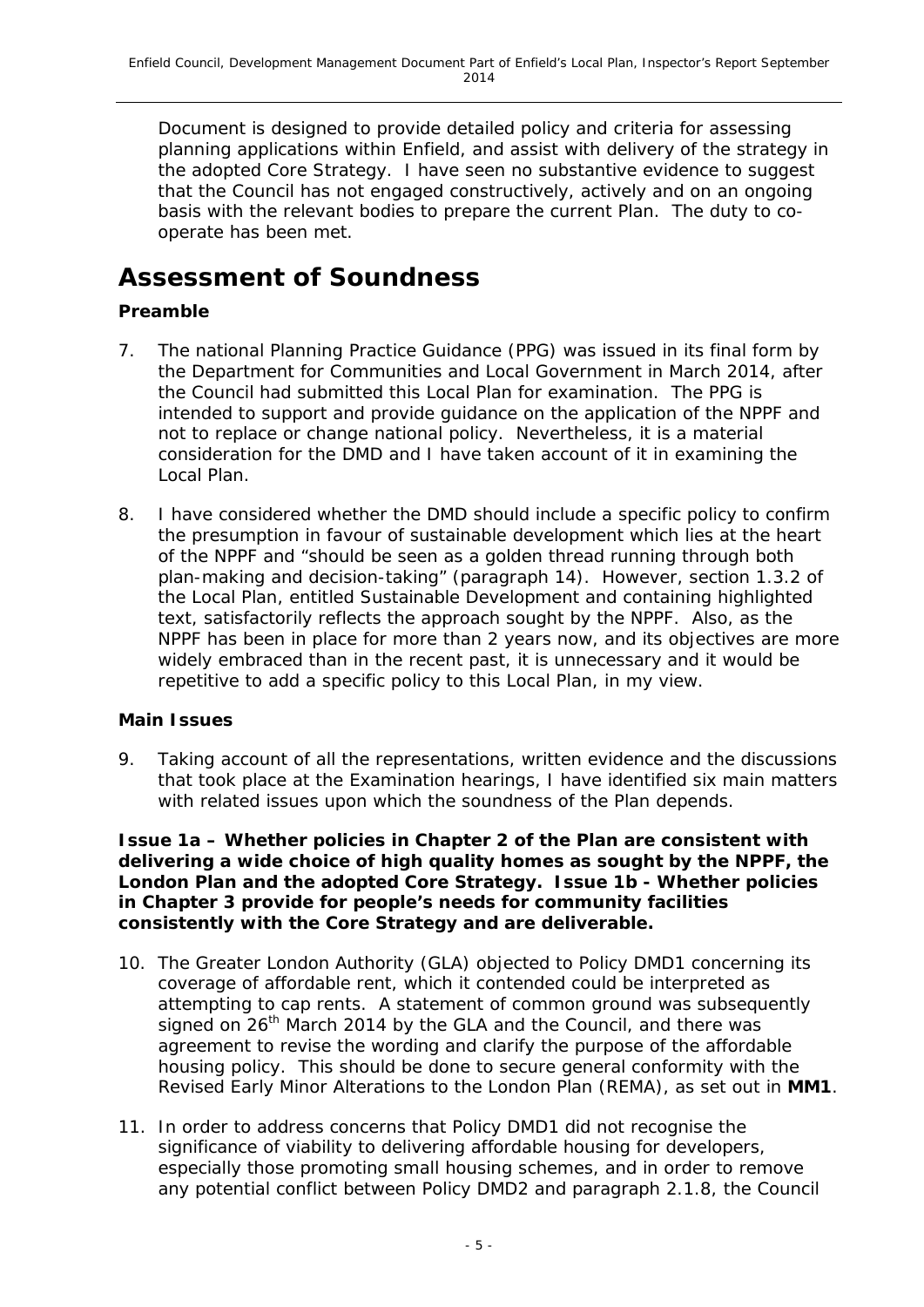Document is designed to provide detailed policy and criteria for assessing planning applications within Enfield, and assist with delivery of the strategy in the adopted Core Strategy. I have seen no substantive evidence to suggest that the Council has not engaged constructively, actively and on an ongoing basis with the relevant bodies to prepare the current Plan. The duty to co-operate has been met.

# Assessment of Soundness

### Preamble

7. The national Planning Practice Guidance (PPG) was issued in its final form by the Department for Communities and Local Government in March 2014, after the Council had submitted this Local Plan for examination. The PPG is intended to support and provide guidance on the application of the NPPF and not to replace or change national policy. Nevertheless, it is a material consideration for the DMD and I have taken account of it in examining the Local Plan.

8. I have considered whether the DMD should include a specific policy to confirm the presumption in favour of sustainable development which lies at the heart of the NPPF and "should be seen as a golden thread running through both plan-making and decision-taking" (paragraph 14). However, section 1.3.2 of the Local Plan, entitled Sustainable Development and containing highlighted text, satisfactorily reflects the approach sought by the NPPF. Also, as the NPPF has been in place for more than 2 years now, and its objectives are more widely embraced than in the recent past, it is unnecessary and it would be repetitive to add a specific policy to this Local Plan, in my view.

### Main Issues

9. Taking account of all the representations, written evidence and the discussions that took place at the Examination hearings, I have identified six main matters with related issues upon which the soundness of the Plan depends.

**Issue 1a – Whether policies in Chapter 2 of the Plan are consistent with delivering a wide choice of high quality homes as sought by the NPPF, the London Plan and the adopted Core Strategy. Issue 1b - Whether policies in Chapter 3 provide for people's needs for community facilities consistently with the Core Strategy and are deliverable.**

10. The Greater London Authority (GLA) objected to Policy DMD1 concerning its coverage of affordable rent, which it contended could be interpreted as attempting to cap rents. A statement of common ground was subsequently signed on 26th March 2014 by the GLA and the Council, and there was agreement to revise the wording and clarify the purpose of the affordable housing policy. This should be done to secure general conformity with the Revised Early Minor Alterations to the London Plan (REMA), as set out in **MM1**.

11. In order to address concerns that Policy DMD1 did not recognise the significance of viability to delivering affordable housing for developers, especially those promoting small housing schemes, and in order to remove any potential conflict between Policy DMD2 and paragraph 2.1.8, the Council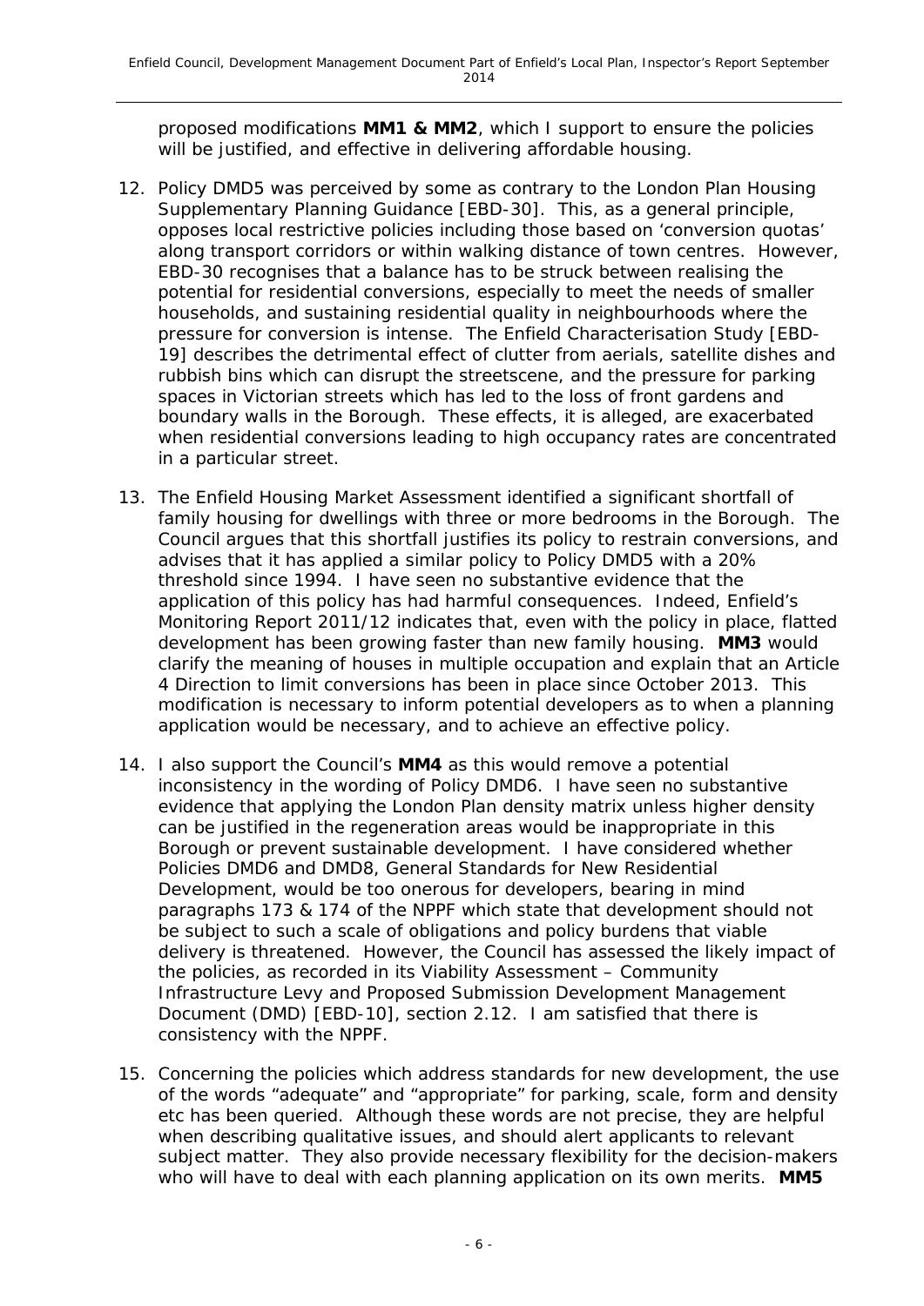proposed modifications **MM1 & MM2**, which I support to ensure the policies will be justified, and effective in delivering affordable housing.

12. Policy DMD5 was perceived by some as contrary to the London Plan Housing Supplementary Planning Guidance [EBD-30]. This, as a general principle, opposes local restrictive policies including those based on 'conversion quotas' along transport corridors or within walking distance of town centres. However, EBD-30 recognises that a balance has to be struck between realising the potential for residential conversions, especially to meet the needs of smaller households, and sustaining residential quality in neighbourhoods where the pressure for conversion is intense. The Enfield Characterisation Study [EBD-19] describes the detrimental effect of clutter from aerials, satellite dishes and rubbish bins which can disrupt the streetscene, and the pressure for parking spaces in Victorian streets which has led to the loss of front gardens and boundary walls in the Borough. These effects, it is alleged, are exacerbated when residential conversions leading to high occupancy rates are concentrated in a particular street.

13. The Enfield Housing Market Assessment identified a significant shortfall of family housing for dwellings with three or more bedrooms in the Borough. The Council argues that this shortfall justifies its policy to restrain conversions, and advises that it has applied a similar policy to Policy DMD5 with a 20% threshold since 1994. I have seen no substantive evidence that the application of this policy has had harmful consequences. Indeed, Enfield's Monitoring Report 2011/12 indicates that, even with the policy in place, flatted development has been growing faster than new family housing. **MM3** would clarify the meaning of houses in multiple occupation and explain that an Article 4 Direction to limit conversions has been in place since October 2013. This modification is necessary to inform potential developers as to when a planning application would be necessary, and to achieve an effective policy.

14. I also support the Council's **MM4** as this would remove a potential inconsistency in the wording of Policy DMD6. I have seen no substantive evidence that applying the London Plan density matrix unless higher density can be justified in the regeneration areas would be inappropriate in this Borough or prevent sustainable development. I have considered whether Policies DMD6 and DMD8, General Standards for New Residential Development, would be too onerous for developers, bearing in mind paragraphs 173 & 174 of the NPPF which state that development should not be subject to such a scale of obligations and policy burdens that viable delivery is threatened. However, the Council has assessed the likely impact of the policies, as recorded in its Viability Assessment – Community Infrastructure Levy and Proposed Submission Development Management Document (DMD) [EBD-10], section 2.12. I am satisfied that there is consistency with the NPPF.

15. Concerning the policies which address standards for new development, the use of the words "adequate" and "appropriate" for parking, scale, form and density etc has been queried. Although these words are not precise, they are helpful when describing qualitative issues, and should alert applicants to relevant subject matter. They also provide necessary flexibility for the decision-makers who will have to deal with each planning application on its own merits. **MM5**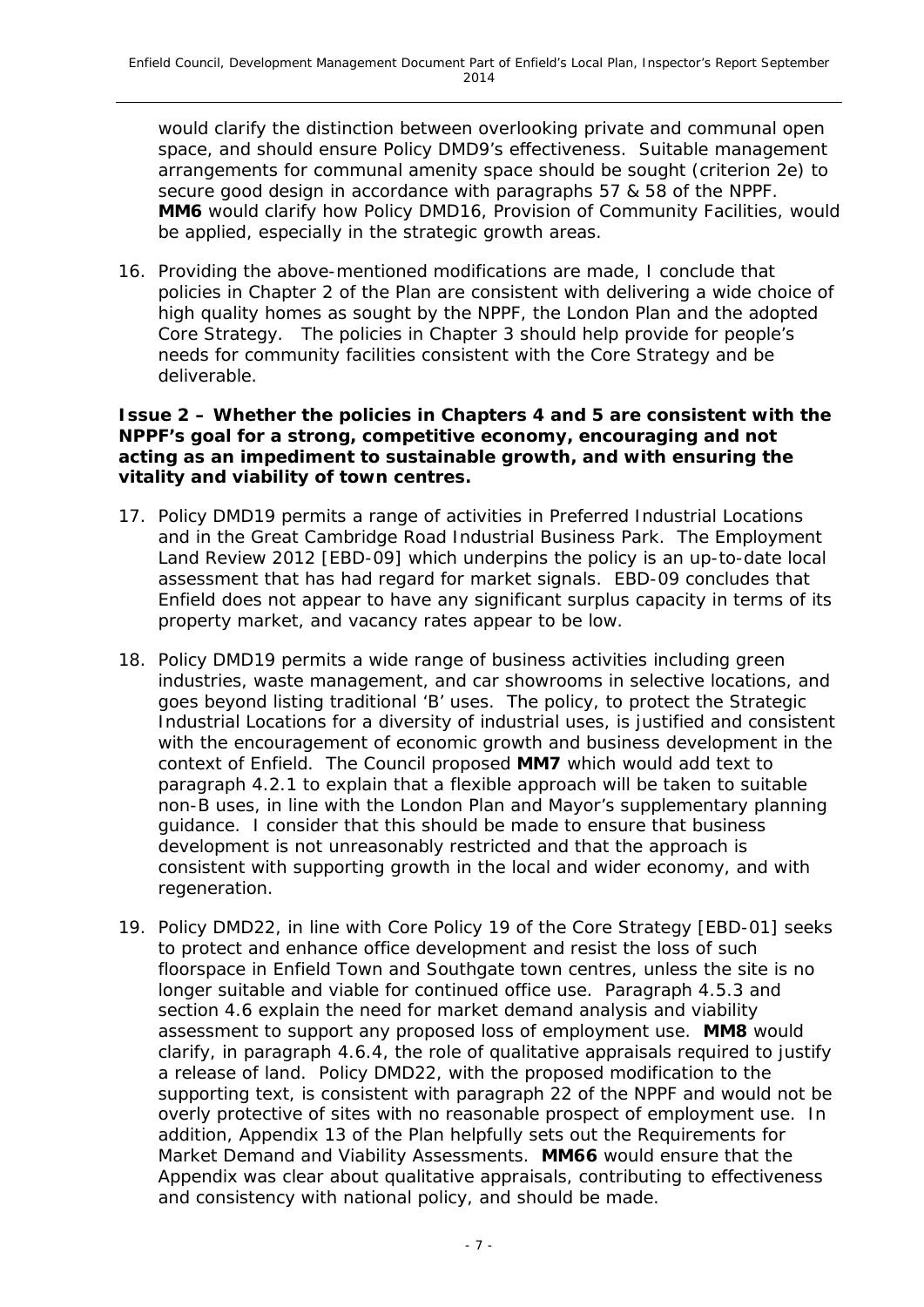would clarify the distinction between overlooking private and communal open space, and should ensure Policy DMD9's effectiveness. Suitable management arrangements for communal amenity space should be sought (criterion 2e) to secure good design in accordance with paragraphs 57 & 58 of the NPPF. **MM6** would clarify how Policy DMD16, Provision of Community Facilities, would be applied, especially in the strategic growth areas.

16. Providing the above-mentioned modifications are made, I conclude that policies in Chapter 2 of the Plan are consistent with delivering a wide choice of high quality homes as sought by the NPPF, the London Plan and the adopted Core Strategy. The policies in Chapter 3 should help provide for people's needs for community facilities consistent with the Core Strategy and be deliverable.

**Issue 2 – Whether the policies in Chapters 4 and 5 are consistent with the NPPF's goal for a strong, competitive economy, encouraging and not acting as an impediment to sustainable growth, and with ensuring the vitality and viability of town centres.**

17. Policy DMD19 permits a range of activities in Preferred Industrial Locations and in the Great Cambridge Road Industrial Business Park. The Employment Land Review 2012 [EBD-09] which underpins the policy is an up-to-date local assessment that has had regard for market signals. EBD-09 concludes that Enfield does not appear to have any significant surplus capacity in terms of its property market, and vacancy rates appear to be low.

18. Policy DMD19 permits a wide range of business activities including green industries, waste management, and car showrooms in selective locations, and goes beyond listing traditional 'B' uses. The policy, to protect the Strategic Industrial Locations for a diversity of industrial uses, is justified and consistent with the encouragement of economic growth and business development in the context of Enfield. The Council proposed **MM7** which would add text to paragraph 4.2.1 to explain that a flexible approach will be taken to suitable non-B uses, in line with the London Plan and Mayor's supplementary planning guidance. I consider that this should be made to ensure that business development is not unreasonably restricted and that the approach is consistent with supporting growth in the local and wider economy, and with regeneration.

19. Policy DMD22, in line with Core Policy 19 of the Core Strategy [EBD-01] seeks to protect and enhance office development and resist the loss of such floorspace in Enfield Town and Southgate town centres, unless the site is no longer suitable and viable for continued office use. Paragraph 4.5.3 and section 4.6 explain the need for market demand analysis and viability assessment to support any proposed loss of employment use. **MM8** would clarify, in paragraph 4.6.4, the role of qualitative appraisals required to justify a release of land. Policy DMD22, with the proposed modification to the supporting text, is consistent with paragraph 22 of the NPPF and would not be overly protective of sites with no reasonable prospect of employment use. In addition, Appendix 13 of the Plan helpfully sets out the Requirements for Market Demand and Viability Assessments. **MM66** would ensure that the Appendix was clear about qualitative appraisals, contributing to effectiveness and consistency with national policy, and should be made.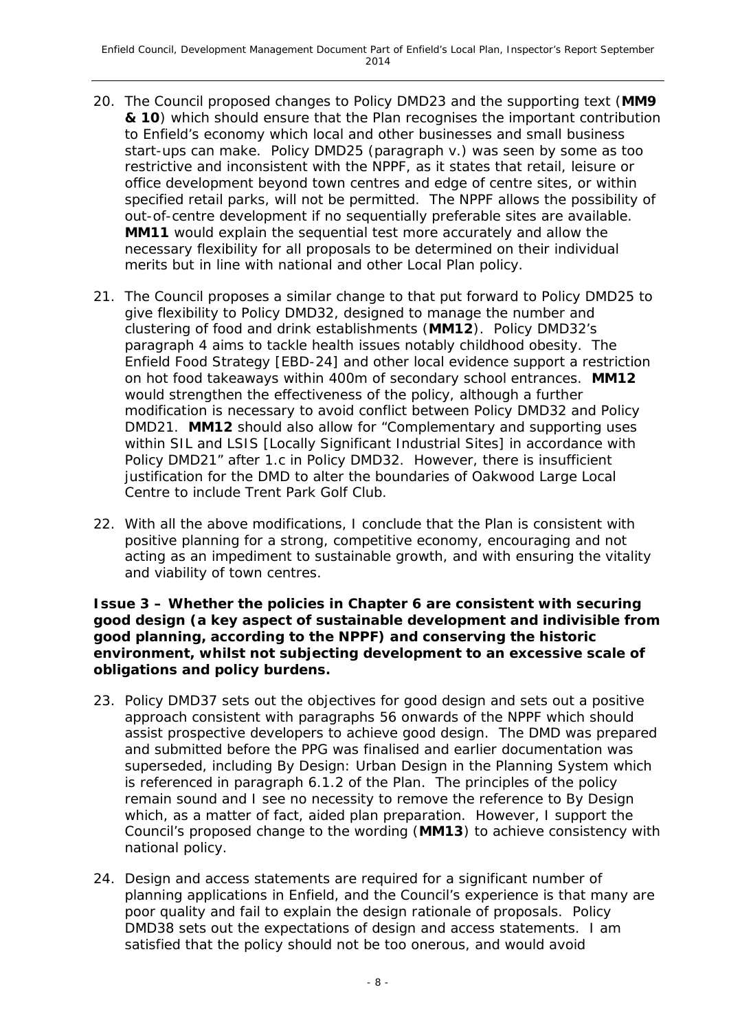20. The Council proposed changes to Policy DMD23 and the supporting text (**MM9 & 10**) which should ensure that the Plan recognises the important contribution to Enfield's economy which local and other businesses and small business start-ups can make. Policy DMD25 (paragraph v.) was seen by some as too restrictive and inconsistent with the NPPF, as it states that retail, leisure or office development beyond town centres and edge of centre sites, or within specified retail parks, will not be permitted. The NPPF allows the possibility of out-of-centre development if no sequentially preferable sites are available. **MM11** would explain the sequential test more accurately and allow the necessary flexibility for all proposals to be determined on their individual merits but in line with national and other Local Plan policy.

21. The Council proposes a similar change to that put forward to Policy DMD25 to give flexibility to Policy DMD32, designed to manage the number and clustering of food and drink establishments (**MM12**). Policy DMD32's paragraph 4 aims to tackle health issues notably childhood obesity. The Enfield Food Strategy [EBD-24] and other local evidence support a restriction on hot food takeaways within 400m of secondary school entrances. **MM12** would strengthen the effectiveness of the policy, although a further modification is necessary to avoid conflict between Policy DMD32 and Policy DMD21. **MM12** should also allow for "Complementary and supporting uses within SIL and LSIS [Locally Significant Industrial Sites] in accordance with Policy DMD21" after 1.c in Policy DMD32. However, there is insufficient justification for the DMD to alter the boundaries of Oakwood Large Local Centre to include Trent Park Golf Club.

22. With all the above modifications, I conclude that the Plan is consistent with positive planning for a strong, competitive economy, encouraging and not acting as an impediment to sustainable growth, and with ensuring the vitality and viability of town centres.

**Issue 3 – Whether the policies in Chapter 6 are consistent with securing good design (a key aspect of sustainable development and indivisible from good planning, according to the NPPF) and conserving the historic environment, whilst not subjecting development to an excessive scale of obligations and policy burdens.**

23. Policy DMD37 sets out the objectives for good design and sets out a positive approach consistent with paragraphs 56 onwards of the NPPF which should assist prospective developers to achieve good design. The DMD was prepared and submitted before the PPG was finalised and earlier documentation was superseded, including By Design: Urban Design in the Planning System which is referenced in paragraph 6.1.2 of the Plan. The principles of the policy remain sound and I see no necessity to remove the reference to By Design which, as a matter of fact, aided plan preparation. However, I support the Council's proposed change to the wording (**MM13**) to achieve consistency with national policy.

24. Design and access statements are required for a significant number of planning applications in Enfield, and the Council's experience is that many are poor quality and fail to explain the design rationale of proposals. Policy DMD38 sets out the expectations of design and access statements. I am satisfied that the policy should not be too onerous, and would avoid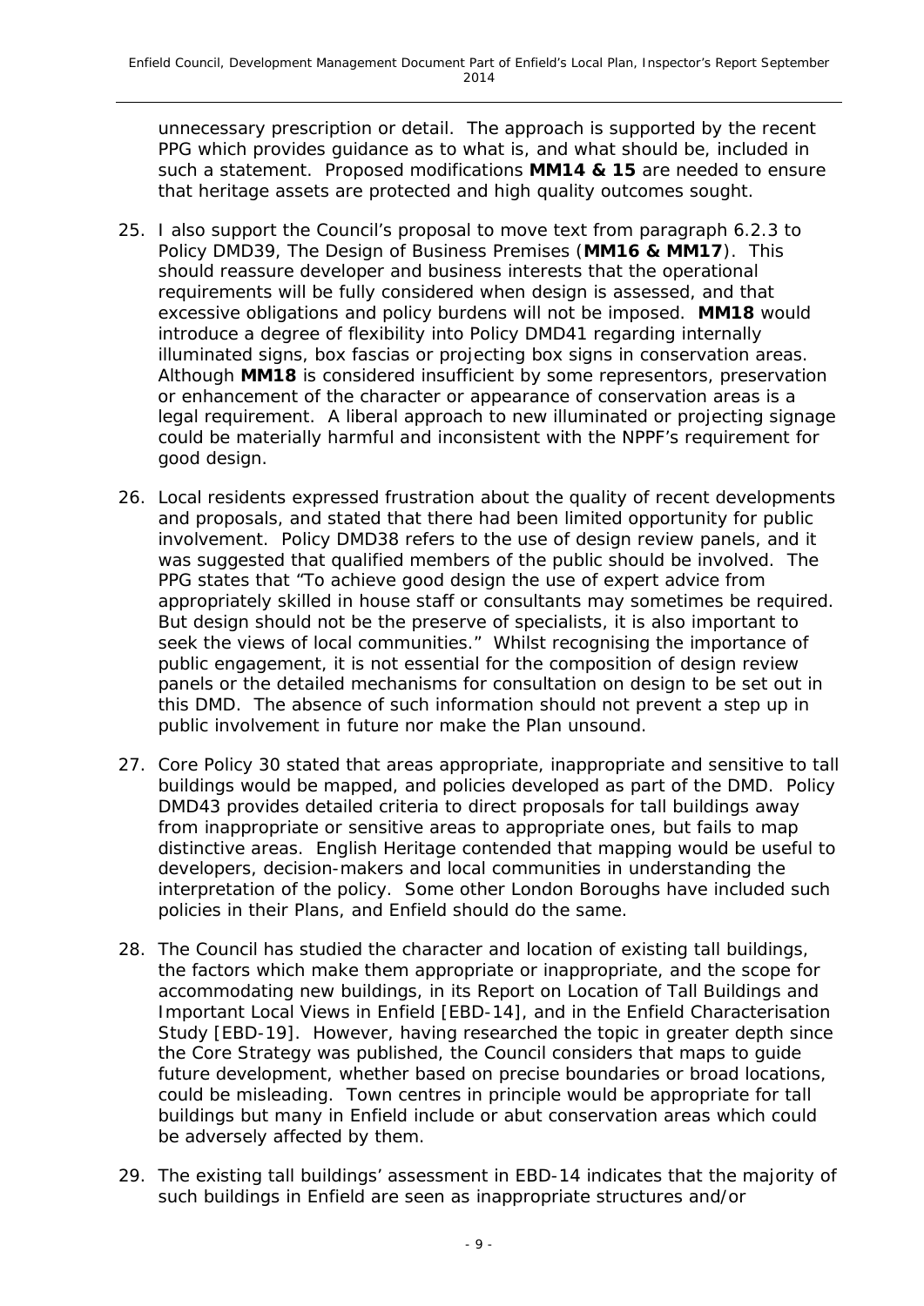unnecessary prescription or detail. The approach is supported by the recent PPG which provides guidance as to what is, and what should be, included in such a statement. Proposed modifications **MM14 & 15** are needed to ensure that heritage assets are protected and high quality outcomes sought.

25. I also support the Council's proposal to move text from paragraph 6.2.3 to Policy DMD39, The Design of Business Premises (**MM16 & MM17**). This should reassure developer and business interests that the operational requirements will be fully considered when design is assessed, and that excessive obligations and policy burdens will not be imposed. **MM18** would introduce a degree of flexibility into Policy DMD41 regarding internally illuminated signs, box fascias or projecting box signs in conservation areas. Although **MM18** is considered insufficient by some representors, preservation or enhancement of the character or appearance of conservation areas is a legal requirement. A liberal approach to new illuminated or projecting signage could be materially harmful and inconsistent with the NPPF's requirement for good design.

26. Local residents expressed frustration about the quality of recent developments and proposals, and stated that there had been limited opportunity for public involvement. Policy DMD38 refers to the use of design review panels, and it was suggested that qualified members of the public should be involved. The PPG states that "To achieve good design the use of expert advice from appropriately skilled in house staff or consultants may sometimes be required. But design should not be the preserve of specialists, it is also important to seek the views of local communities." Whilst recognising the importance of public engagement, it is not essential for the composition of design review panels or the detailed mechanisms for consultation on design to be set out in this DMD. The absence of such information should not prevent a step up in public involvement in future nor make the Plan unsound.

27. Core Policy 30 stated that areas appropriate, inappropriate and sensitive to tall buildings would be mapped, and policies developed as part of the DMD. Policy DMD43 provides detailed criteria to direct proposals for tall buildings away from inappropriate or sensitive areas to appropriate ones, but fails to map distinctive areas. English Heritage contended that mapping would be useful to developers, decision-makers and local communities in understanding the interpretation of the policy. Some other London Boroughs have included such policies in their Plans, and Enfield should do the same.

28. The Council has studied the character and location of existing tall buildings, the factors which make them appropriate or inappropriate, and the scope for accommodating new buildings, in its Report on Location of Tall Buildings and Important Local Views in Enfield [EBD-14], and in the Enfield Characterisation Study [EBD-19]. However, having researched the topic in greater depth since the Core Strategy was published, the Council considers that maps to guide future development, whether based on precise boundaries or broad locations, could be misleading. Town centres in principle would be appropriate for tall buildings but many in Enfield include or abut conservation areas which could be adversely affected by them.

29. The existing tall buildings' assessment in EBD-14 indicates that the majority of such buildings in Enfield are seen as inappropriate structures and/or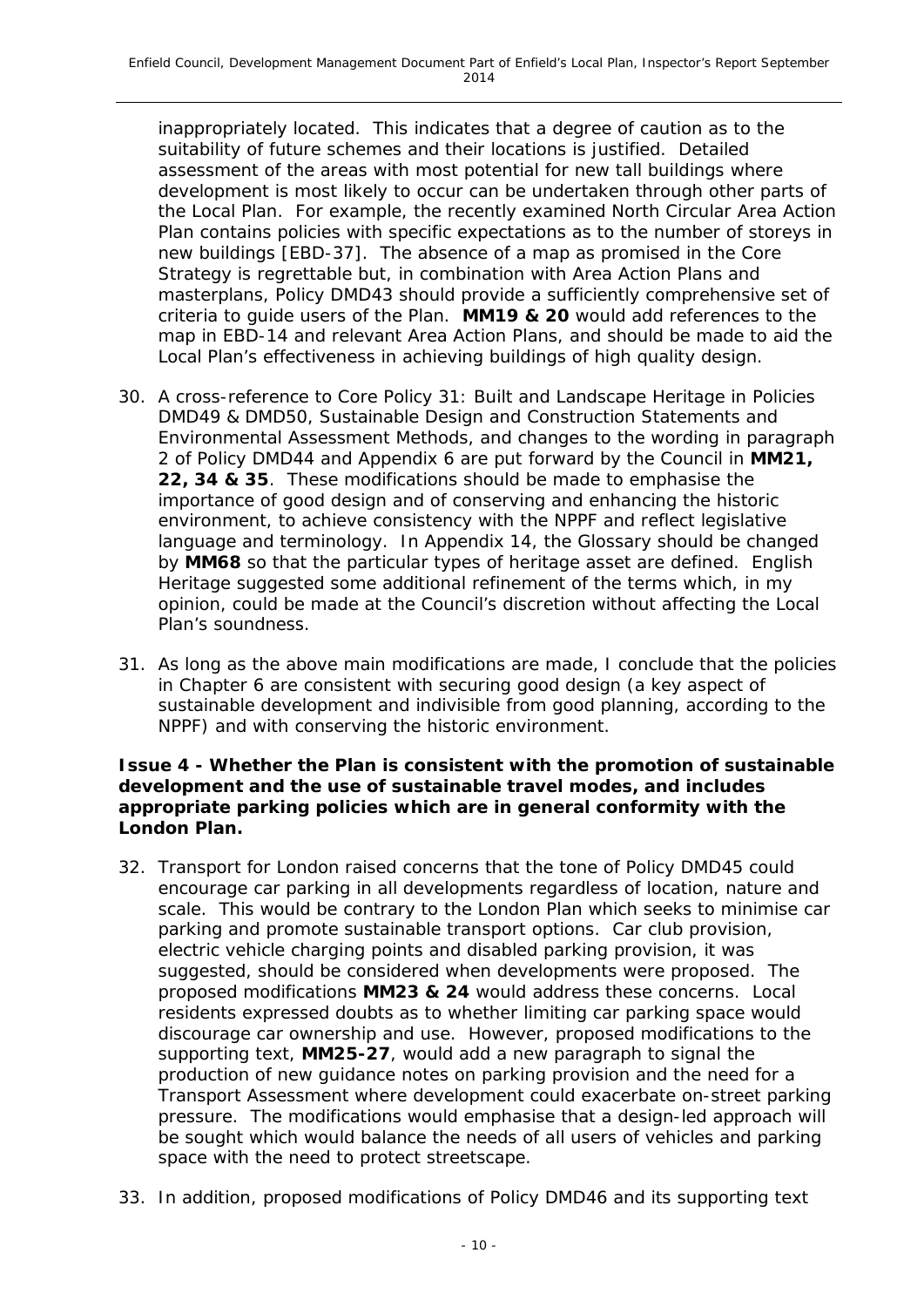inappropriately located. This indicates that a degree of caution as to the suitability of future schemes and their locations is justified. Detailed assessment of the areas with most potential for new tall buildings where development is most likely to occur can be undertaken through other parts of the Local Plan. For example, the recently examined North Circular Area Action Plan contains policies with specific expectations as to the number of storeys in new buildings [EBD-37]. The absence of a map as promised in the Core Strategy is regrettable but, in combination with Area Action Plans and masterplans, Policy DMD43 should provide a sufficiently comprehensive set of criteria to guide users of the Plan. **MM19 & 20** would add references to the map in EBD-14 and relevant Area Action Plans, and should be made to aid the Local Plan's effectiveness in achieving buildings of high quality design.

30. A cross-reference to Core Policy 31: Built and Landscape Heritage in Policies DMD49 & DMD50, Sustainable Design and Construction Statements and Environmental Assessment Methods, and changes to the wording in paragraph 2 of Policy DMD44 and Appendix 6 are put forward by the Council in **MM21, 22, 34 & 35**. These modifications should be made to emphasise the importance of good design and of conserving and enhancing the historic environment, to achieve consistency with the NPPF and reflect legislative language and terminology. In Appendix 14, the Glossary should be changed by **MM68** so that the particular types of heritage asset are defined. English Heritage suggested some additional refinement of the terms which, in my opinion, could be made at the Council's discretion without affecting the Local Plan's soundness.

31. As long as the above main modifications are made, I conclude that the policies in Chapter 6 are consistent with securing good design (a key aspect of sustainable development and indivisible from good planning, according to the NPPF) and with conserving the historic environment.

**Issue 4 - Whether the Plan is consistent with the promotion of sustainable development and the use of sustainable travel modes, and includes appropriate parking policies which are in general conformity with the London Plan.**

32. Transport for London raised concerns that the tone of Policy DMD45 could encourage car parking in all developments regardless of location, nature and scale. This would be contrary to the London Plan which seeks to minimise car parking and promote sustainable transport options. Car club provision, electric vehicle charging points and disabled parking provision, it was suggested, should be considered when developments were proposed. The proposed modifications **MM23 & 24** would address these concerns. Local residents expressed doubts as to whether limiting car parking space would discourage car ownership and use. However, proposed modifications to the supporting text, **MM25-27**, would add a new paragraph to signal the production of new guidance notes on parking provision and the need for a Transport Assessment where development could exacerbate on-street parking pressure. The modifications would emphasise that a design-led approach will be sought which would balance the needs of all users of vehicles and parking space with the need to protect streetscape.

33. In addition, proposed modifications of Policy DMD46 and its supporting text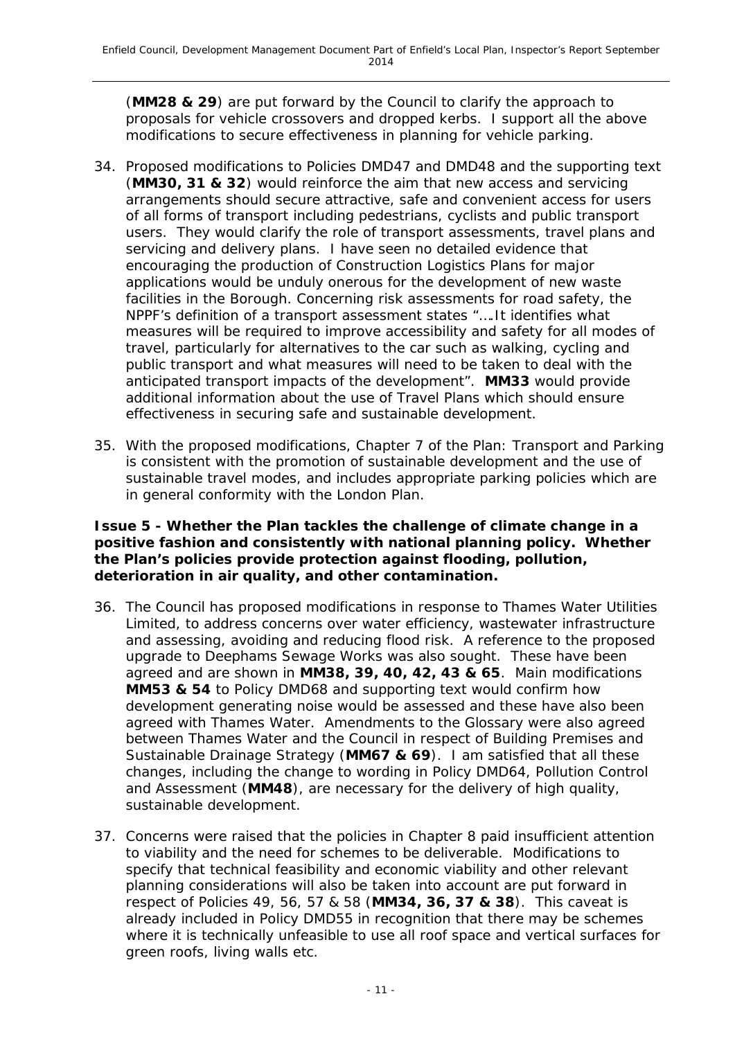(**MM28 & 29**) are put forward by the Council to clarify the approach to proposals for vehicle crossovers and dropped kerbs. I support all the above modifications to secure effectiveness in planning for vehicle parking.

34. Proposed modifications to Policies DMD47 and DMD48 and the supporting text (**MM30, 31 & 32**) would reinforce the aim that new access and servicing arrangements should secure attractive, safe and convenient access for users of all forms of transport including pedestrians, cyclists and public transport users. They would clarify the role of transport assessments, travel plans and servicing and delivery plans. I have seen no detailed evidence that encouraging the production of Construction Logistics Plans for major applications would be unduly onerous for the development of new waste facilities in the Borough. Concerning risk assessments for road safety, the NPPF's definition of a transport assessment states "….It identifies what measures will be required to improve accessibility and safety for all modes of travel, particularly for alternatives to the car such as walking, cycling and public transport and what measures will need to be taken to deal with the anticipated transport impacts of the development". **MM33** would provide additional information about the use of Travel Plans which should ensure effectiveness in securing safe and sustainable development.

35. With the proposed modifications, Chapter 7 of the Plan: Transport and Parking is consistent with the promotion of sustainable development and the use of sustainable travel modes, and includes appropriate parking policies which are in general conformity with the London Plan.

**Issue 5 - Whether the Plan tackles the challenge of climate change in a positive fashion and consistently with national planning policy. Whether the Plan's policies provide protection against flooding, pollution, deterioration in air quality, and other contamination.**

36. The Council has proposed modifications in response to Thames Water Utilities Limited, to address concerns over water efficiency, wastewater infrastructure and assessing, avoiding and reducing flood risk. A reference to the proposed upgrade to Deephams Sewage Works was also sought. These have been agreed and are shown in **MM38, 39, 40, 42, 43 & 65**. Main modifications **MM53 & 54** to Policy DMD68 and supporting text would confirm how development generating noise would be assessed and these have also been agreed with Thames Water. Amendments to the Glossary were also agreed between Thames Water and the Council in respect of Building Premises and Sustainable Drainage Strategy (**MM67 & 69**). I am satisfied that all these changes, including the change to wording in Policy DMD64, Pollution Control and Assessment (**MM48**), are necessary for the delivery of high quality, sustainable development.

37. Concerns were raised that the policies in Chapter 8 paid insufficient attention to viability and the need for schemes to be deliverable. Modifications to specify that technical feasibility and economic viability and other relevant planning considerations will also be taken into account are put forward in respect of Policies 49, 56, 57 & 58 (**MM34, 36, 37 & 38**). This caveat is already included in Policy DMD55 in recognition that there may be schemes where it is technically unfeasible to use all roof space and vertical surfaces for green roofs, living walls etc.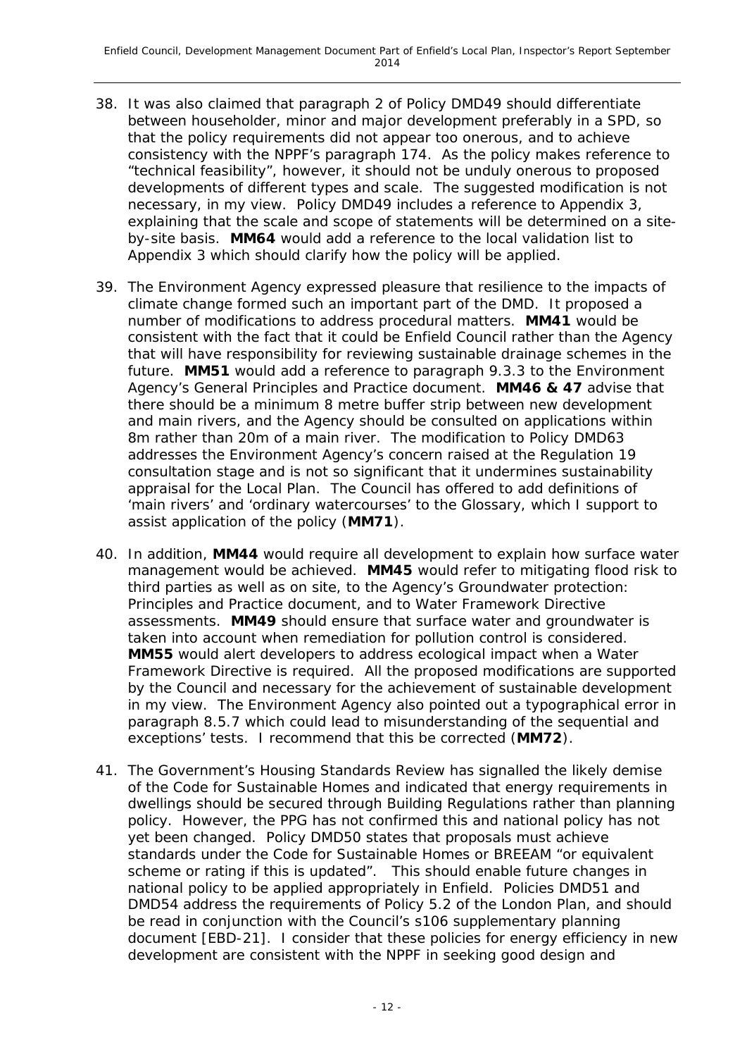38. It was also claimed that paragraph 2 of Policy DMD49 should differentiate between householder, minor and major development preferably in a SPD, so that the policy requirements did not appear too onerous, and to achieve consistency with the NPPF's paragraph 174. As the policy makes reference to "technical feasibility", however, it should not be unduly onerous to proposed developments of different types and scale. The suggested modification is not necessary, in my view. Policy DMD49 includes a reference to Appendix 3, explaining that the scale and scope of statements will be determined on a site-by-site basis. **MM64** would add a reference to the local validation list to Appendix 3 which should clarify how the policy will be applied.

39. The Environment Agency expressed pleasure that resilience to the impacts of climate change formed such an important part of the DMD. It proposed a number of modifications to address procedural matters. **MM41** would be consistent with the fact that it could be Enfield Council rather than the Agency that will have responsibility for reviewing sustainable drainage schemes in the future. **MM51** would add a reference to paragraph 9.3.3 to the Environment Agency's General Principles and Practice document. **MM46 & 47** advise that there should be a minimum 8 metre buffer strip between new development and main rivers, and the Agency should be consulted on applications within 8m rather than 20m of a main river. The modification to Policy DMD63 addresses the Environment Agency's concern raised at the Regulation 19 consultation stage and is not so significant that it undermines sustainability appraisal for the Local Plan. The Council has offered to add definitions of 'main rivers' and 'ordinary watercourses' to the Glossary, which I support to assist application of the policy (**MM71**).

40. In addition, **MM44** would require all development to explain how surface water management would be achieved. **MM45** would refer to mitigating flood risk to third parties as well as on site, to the Agency's Groundwater protection: Principles and Practice document, and to Water Framework Directive assessments. **MM49** should ensure that surface water and groundwater is taken into account when remediation for pollution control is considered. **MM55** would alert developers to address ecological impact when a Water Framework Directive is required. All the proposed modifications are supported by the Council and necessary for the achievement of sustainable development in my view. The Environment Agency also pointed out a typographical error in paragraph 8.5.7 which could lead to misunderstanding of the sequential and exceptions' tests. I recommend that this be corrected (**MM72**).

41. The Government's Housing Standards Review has signalled the likely demise of the Code for Sustainable Homes and indicated that energy requirements in dwellings should be secured through Building Regulations rather than planning policy. However, the PPG has not confirmed this and national policy has not yet been changed. Policy DMD50 states that proposals must achieve standards under the Code for Sustainable Homes or BREEAM "or equivalent scheme or rating if this is updated". This should enable future changes in national policy to be applied appropriately in Enfield. Policies DMD51 and DMD54 address the requirements of Policy 5.2 of the London Plan, and should be read in conjunction with the Council's s106 supplementary planning document [EBD-21]. I consider that these policies for energy efficiency in new development are consistent with the NPPF in seeking good design and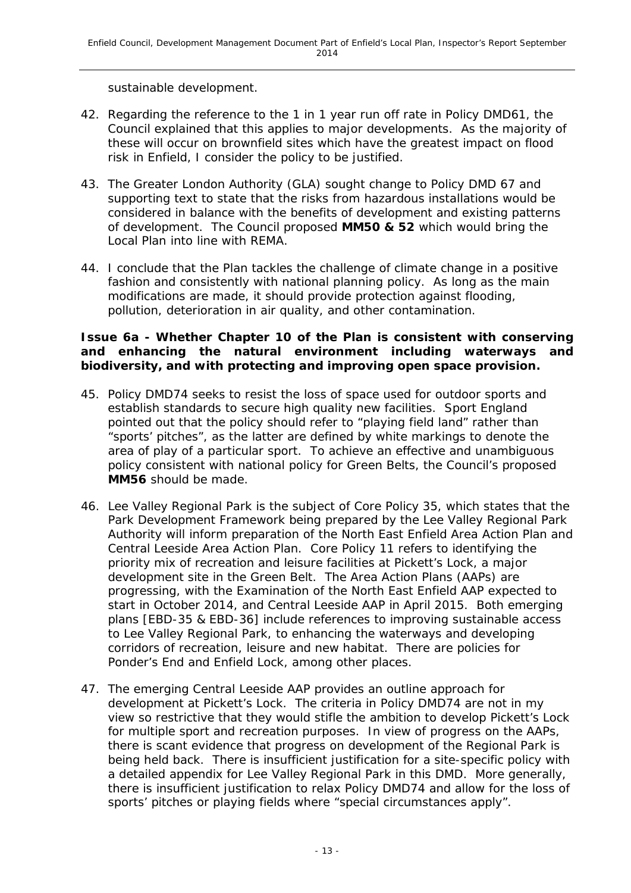sustainable development.

42. Regarding the reference to the 1 in 1 year run off rate in Policy DMD61, the Council explained that this applies to major developments. As the majority of these will occur on brownfield sites which have the greatest impact on flood risk in Enfield, I consider the policy to be justified.

43. The Greater London Authority (GLA) sought change to Policy DMD 67 and supporting text to state that the risks from hazardous installations would be considered in balance with the benefits of development and existing patterns of development. The Council proposed **MM50 & 52** which would bring the Local Plan into line with REMA.

44. I conclude that the Plan tackles the challenge of climate change in a positive fashion and consistently with national planning policy. As long as the main modifications are made, it should provide protection against flooding, pollution, deterioration in air quality, and other contamination.

**Issue 6a - Whether Chapter 10 of the Plan is consistent with conserving and enhancing the natural environment including waterways and biodiversity, and with protecting and improving open space provision.**

45. Policy DMD74 seeks to resist the loss of space used for outdoor sports and establish standards to secure high quality new facilities. Sport England pointed out that the policy should refer to "playing field land" rather than "sports' pitches", as the latter are defined by white markings to denote the area of play of a particular sport. To achieve an effective and unambiguous policy consistent with national policy for Green Belts, the Council's proposed **MM56** should be made.

46. Lee Valley Regional Park is the subject of Core Policy 35, which states that the Park Development Framework being prepared by the Lee Valley Regional Park Authority will inform preparation of the North East Enfield Area Action Plan and Central Leeside Area Action Plan. Core Policy 11 refers to identifying the priority mix of recreation and leisure facilities at Pickett's Lock, a major development site in the Green Belt. The Area Action Plans (AAPs) are progressing, with the Examination of the North East Enfield AAP expected to start in October 2014, and Central Leeside AAP in April 2015. Both emerging plans [EBD-35 & EBD-36] include references to improving sustainable access to Lee Valley Regional Park, to enhancing the waterways and developing corridors of recreation, leisure and new habitat. There are policies for Ponder's End and Enfield Lock, among other places.

47. The emerging Central Leeside AAP provides an outline approach for development at Pickett's Lock. The criteria in Policy DMD74 are not in my view so restrictive that they would stifle the ambition to develop Pickett's Lock for multiple sport and recreation purposes. In view of progress on the AAPs, there is scant evidence that progress on development of the Regional Park is being held back. There is insufficient justification for a site-specific policy with a detailed appendix for Lee Valley Regional Park in this DMD. More generally, there is insufficient justification to relax Policy DMD74 and allow for the loss of sports' pitches or playing fields where "special circumstances apply".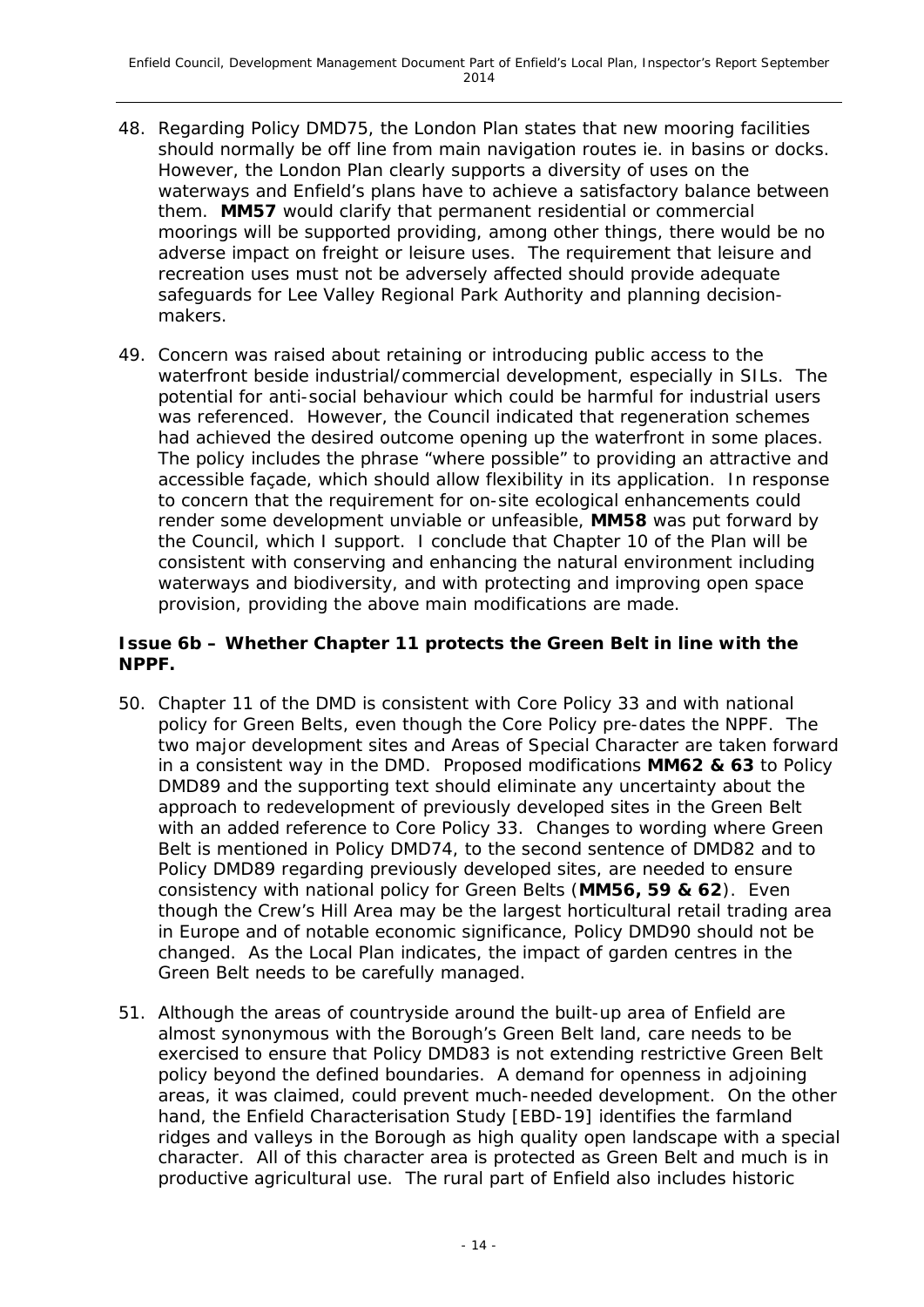48. Regarding Policy DMD75, the London Plan states that new mooring facilities should normally be off line from main navigation routes ie. in basins or docks. However, the London Plan clearly supports a diversity of uses on the waterways and Enfield's plans have to achieve a satisfactory balance between them. **MM57** would clarify that permanent residential or commercial moorings will be supported providing, among other things, there would be no adverse impact on freight or leisure uses. The requirement that leisure and recreation uses must not be adversely affected should provide adequate safeguards for Lee Valley Regional Park Authority and planning decision-makers.

49. Concern was raised about retaining or introducing public access to the waterfront beside industrial/commercial development, especially in SILs. The potential for anti-social behaviour which could be harmful for industrial users was referenced. However, the Council indicated that regeneration schemes had achieved the desired outcome opening up the waterfront in some places. The policy includes the phrase "where possible" to providing an attractive and accessible façade, which should allow flexibility in its application. In response to concern that the requirement for on-site ecological enhancements could render some development unviable or unfeasible, **MM58** was put forward by the Council, which I support. I conclude that Chapter 10 of the Plan will be consistent with conserving and enhancing the natural environment including waterways and biodiversity, and with protecting and improving open space provision, providing the above main modifications are made.

### Issue 6b – Whether Chapter 11 protects the Green Belt in line with the NPPF.

50. Chapter 11 of the DMD is consistent with Core Policy 33 and with national policy for Green Belts, even though the Core Policy pre-dates the NPPF. The two major development sites and Areas of Special Character are taken forward in a consistent way in the DMD. Proposed modifications **MM62 & 63** to Policy DMD89 and the supporting text should eliminate any uncertainty about the approach to redevelopment of previously developed sites in the Green Belt with an added reference to Core Policy 33. Changes to wording where Green Belt is mentioned in Policy DMD74, to the second sentence of DMD82 and to Policy DMD89 regarding previously developed sites, are needed to ensure consistency with national policy for Green Belts (**MM56, 59 & 62**). Even though the Crew's Hill Area may be the largest horticultural retail trading area in Europe and of notable economic significance, Policy DMD90 should not be changed. As the Local Plan indicates, the impact of garden centres in the Green Belt needs to be carefully managed.

51. Although the areas of countryside around the built-up area of Enfield are almost synonymous with the Borough's Green Belt land, care needs to be exercised to ensure that Policy DMD83 is not extending restrictive Green Belt policy beyond the defined boundaries. A demand for openness in adjoining areas, it was claimed, could prevent much-needed development. On the other hand, the Enfield Characterisation Study [EBD-19] identifies the farmland ridges and valleys in the Borough as high quality open landscape with a special character. All of this character area is protected as Green Belt and much is in productive agricultural use. The rural part of Enfield also includes historic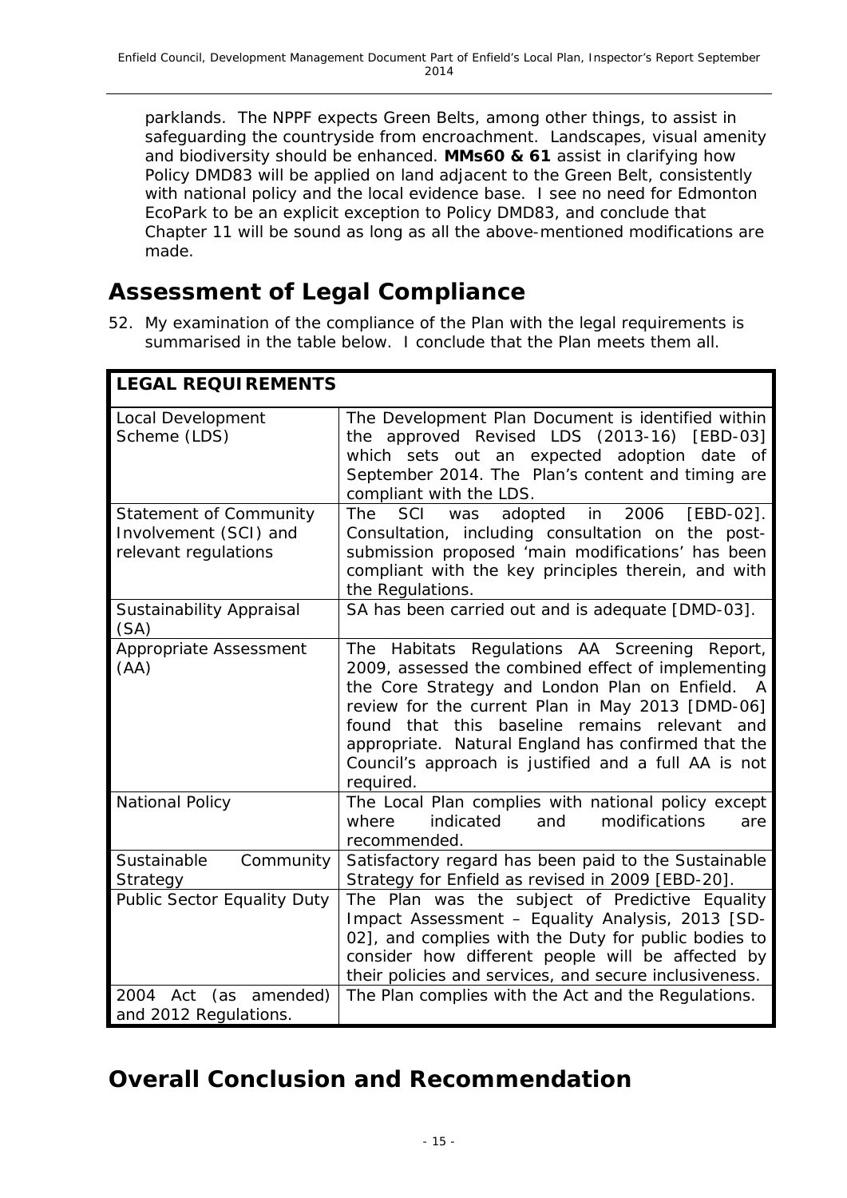parklands. The NPPF expects Green Belts, among other things, to assist in safeguarding the countryside from encroachment. Landscapes, visual amenity and biodiversity should be enhanced. **MMs60 & 61** assist in clarifying how Policy DMD83 will be applied on land adjacent to the Green Belt, consistently with national policy and the local evidence base. I see no need for Edmonton EcoPark to be an explicit exception to Policy DMD83, and conclude that Chapter 11 will be sound as long as all the above-mentioned modifications are made.

# Assessment of Legal Compliance

52. My examination of the compliance of the Plan with the legal requirements is summarised in the table below. I conclude that the Plan meets them all.

| **LEGAL REQUIREMENTS** | |
|---|---|
| Local Development Scheme (LDS) | The Development Plan Document is identified within the approved Revised LDS (2013-16) [EBD-03] which sets out an expected adoption date of September 2014. The Plan's content and timing are compliant with the LDS. |
| Statement of Community Involvement (SCI) and relevant regulations | The SCI was adopted in 2006 [EBD-02]. Consultation, including consultation on the post-submission proposed 'main modifications' has been compliant with the key principles therein, and with the Regulations. |
| Sustainability Appraisal (SA) | SA has been carried out and is adequate [DMD-03]. |
| Appropriate Assessment (AA) | The Habitats Regulations AA Screening Report, 2009, assessed the combined effect of implementing the Core Strategy and London Plan on Enfield. A review for the current Plan in May 2013 [DMD-06] found that this baseline remains relevant and appropriate. Natural England has confirmed that the Council's approach is justified and a full AA is not required. |
| National Policy | The Local Plan complies with national policy except where indicated and modifications are recommended. |
| Sustainable Community Strategy | Satisfactory regard has been paid to the Sustainable Strategy for Enfield as revised in 2009 [EBD-20]. |
| Public Sector Equality Duty | The Plan was the subject of Predictive Equality Impact Assessment – Equality Analysis, 2013 [SD-02], and complies with the Duty for public bodies to consider how different people will be affected by their policies and services, and secure inclusiveness. |
| 2004 Act (as amended) and 2012 Regulations. | The Plan complies with the Act and the Regulations. |

# Overall Conclusion and Recommendation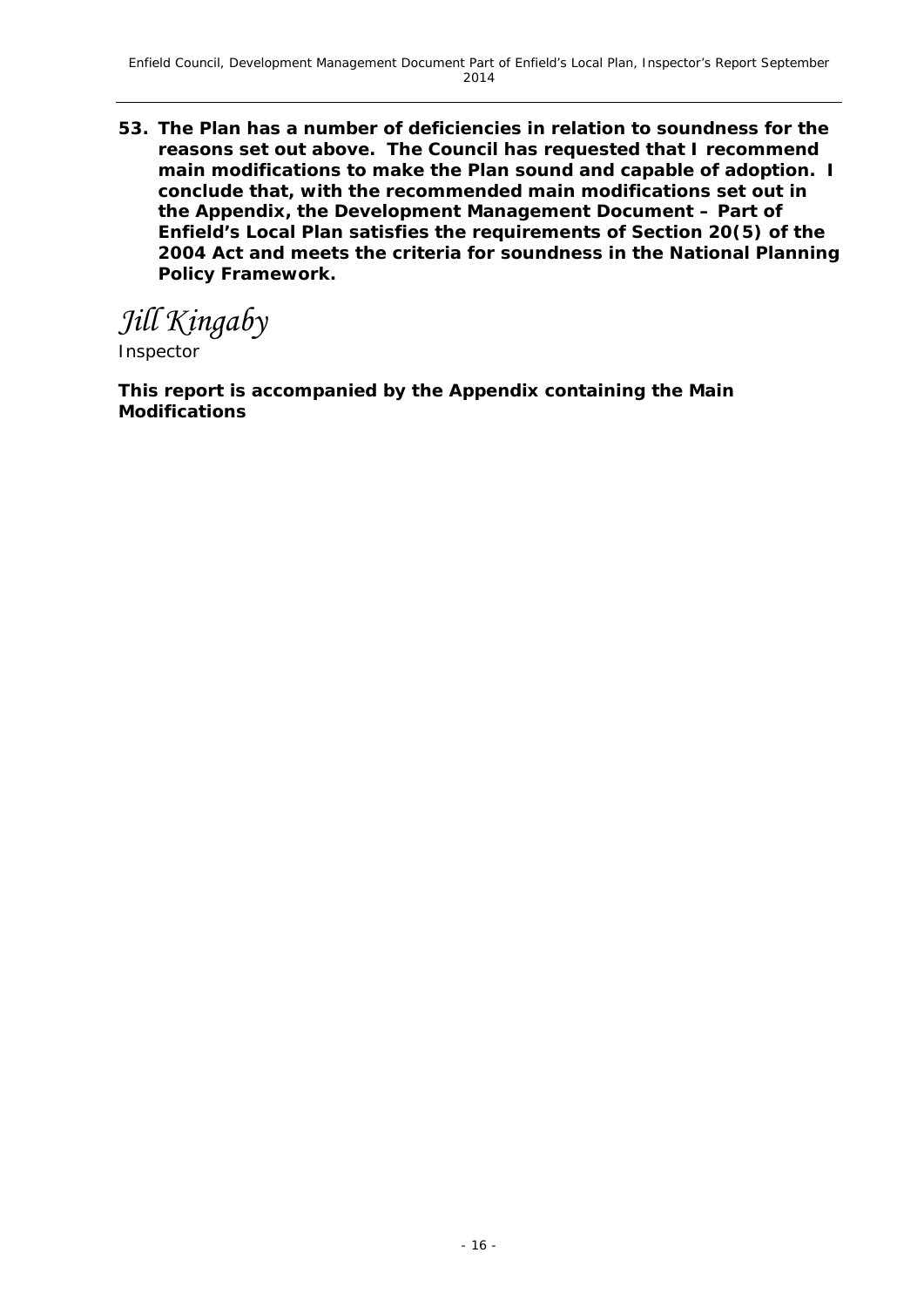**53. The Plan has a number of deficiencies in relation to soundness for the reasons set out above. The Council has requested that I recommend main modifications to make the Plan sound and capable of adoption. I conclude that, with the recommended main modifications set out in the Appendix, the Development Management Document – Part of Enfield's Local Plan satisfies the requirements of Section 20(5) of the 2004 Act and meets the criteria for soundness in the National Planning Policy Framework.**

*Jill Kingaby*

Inspector

**This report is accompanied by the Appendix containing the Main Modifications**